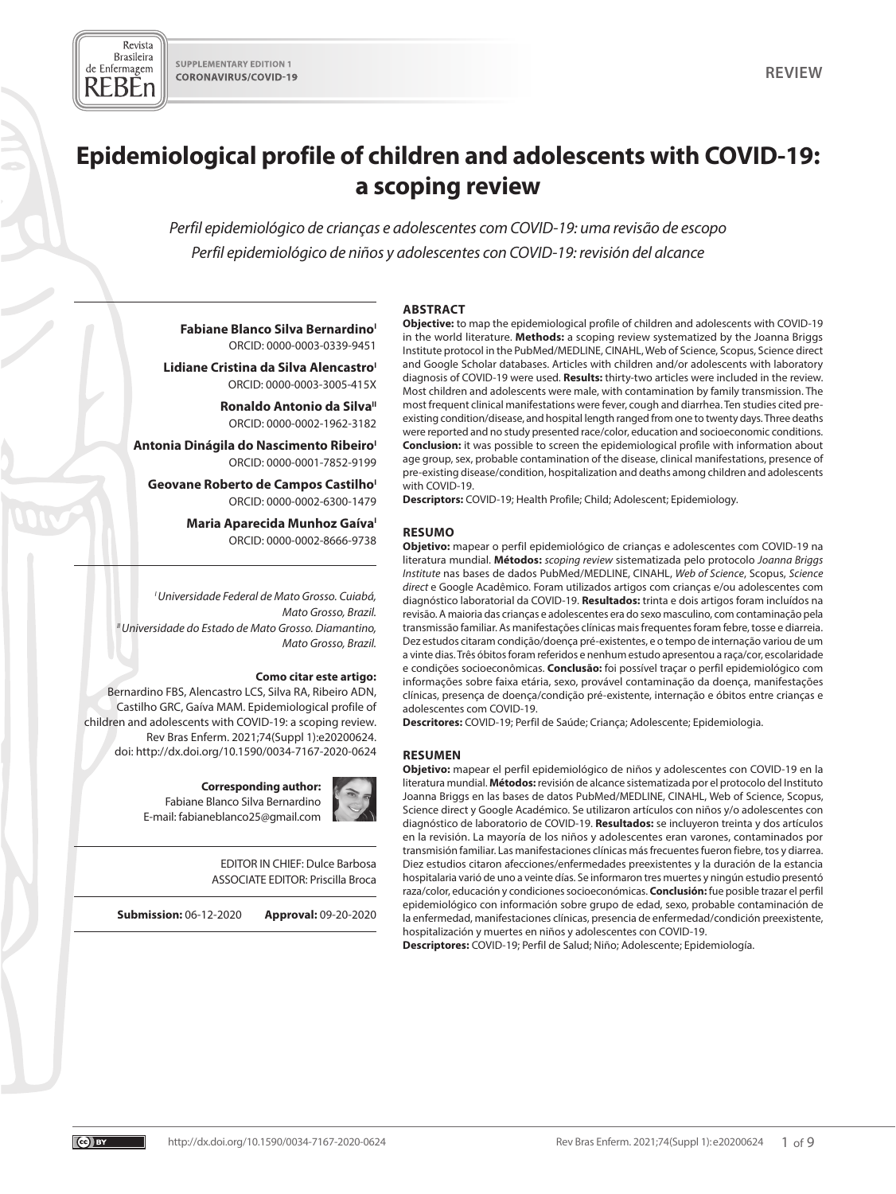SUPPLEMENTARY EDITION 1
CORONAVIRUS/COVID-19

REVIEW

# Epidemiological profile of children and adolescents with COVID-19: a scoping review

*Perfil epidemiológico de crianças e adolescentes com COVID-19: uma revisão de escopo*
*Perfil epidemiológico de niños y adolescentes con COVID-19: revisión del alcance*

**Fabiane Blanco Silva Bernardino**[I]
ORCID: 0000-0003-0339-9451

**Lidiane Cristina da Silva Alencastro**[I]
ORCID: 0000-0003-3005-415X

**Ronaldo Antonio da Silva**[II]
ORCID: 0000-0002-1962-3182

**Antonia Dinágila do Nascimento Ribeiro**[I]
ORCID: 0000-0001-7852-9199

**Geovane Roberto de Campos Castilho**[I]
ORCID: 0000-0002-6300-1479

**Maria Aparecida Munhoz Gaíva**[I]
ORCID: 0000-0002-8666-9738

[I] *Universidade Federal de Mato Grosso. Cuiabá, Mato Grosso, Brazil.*
[II] *Universidade do Estado de Mato Grosso. Diamantino, Mato Grosso, Brazil.*

**Como citar este artigo:**
Bernardino FBS, Alencastro LCS, Silva RA, Ribeiro ADN, Castilho GRC, Gaíva MAM. Epidemiological profile of children and adolescents with COVID-19: a scoping review. Rev Bras Enferm. 2021;74(Suppl 1):e20200624. doi: http://dx.doi.org/10.1590/0034-7167-2020-0624

**Corresponding author:**
Fabiane Blanco Silva Bernardino
E-mail: fabianeblanco25@gmail.com

EDITOR IN CHIEF: Dulce Barbosa
ASSOCIATE EDITOR: Priscilla Broca

**Submission:** 06-12-2020 **Approval:** 09-20-2020

## ABSTRACT

**Objective:** to map the epidemiological profile of children and adolescents with COVID-19 in the world literature. **Methods:** a scoping review systematized by the Joanna Briggs Institute protocol in the PubMed/MEDLINE, CINAHL, Web of Science, Scopus, Science direct and Google Scholar databases. Articles with children and/or adolescents with laboratory diagnosis of COVID-19 were used. **Results:** thirty-two articles were included in the review. Most children and adolescents were male, with contamination by family transmission. The most frequent clinical manifestations were fever, cough and diarrhea. Ten studies cited pre-existing condition/disease, and hospital length ranged from one to twenty days. Three deaths were reported and no study presented race/color, education and socioeconomic conditions. **Conclusion:** it was possible to screen the epidemiological profile with information about age group, sex, probable contamination of the disease, clinical manifestations, presence of pre-existing disease/condition, hospitalization and deaths among children and adolescents with COVID-19.

**Descriptors:** COVID-19; Health Profile; Child; Adolescent; Epidemiology.

## RESUMO

**Objetivo:** mapear o perfil epidemiológico de crianças e adolescentes com COVID-19 na literatura mundial. **Métodos:** *scoping review* sistematizada pelo protocolo *Joanna Briggs Institute* nas bases de dados PubMed/MEDLINE, CINAHL, *Web of Science*, Scopus, *Science direct* e Google Acadêmico. Foram utilizados artigos com crianças e/ou adolescentes com diagnóstico laboratorial da COVID-19. **Resultados:** trinta e dois artigos foram incluídos na revisão. A maioria das crianças e adolescentes era do sexo masculino, com contaminação pela transmissão familiar. As manifestações clínicas mais frequentes foram febre, tosse e diarreia. Dez estudos citaram condição/doença pré-existentes, e o tempo de internação variou de um a vinte dias. Três óbitos foram referidos e nenhum estudo apresentou a raça/cor, escolaridade e condições socioeconômicas. **Conclusão:** foi possível traçar o perfil epidemiológico com informações sobre faixa etária, sexo, provável contaminação da doença, manifestações clínicas, presença de doença/condição pré-existente, internação e óbitos entre crianças e adolescentes com COVID-19.

**Descritores:** COVID-19; Perfil de Saúde; Criança; Adolescente; Epidemiologia.

## RESUMEN

**Objetivo:** mapear el perfil epidemiológico de niños y adolescentes con COVID-19 en la literatura mundial. **Métodos:** revisión de alcance sistematizada por el protocolo del Instituto Joanna Briggs en las bases de datos PubMed/MEDLINE, CINAHL, Web of Science, Scopus, Science direct y Google Académico. Se utilizaron artículos con niños y/o adolescentes con diagnóstico de laboratorio de COVID-19. **Resultados:** se incluyeron treinta y dos artículos en la revisión. La mayoría de los niños y adolescentes eran varones, contaminados por transmisión familiar. Las manifestaciones clínicas más frecuentes fueron fiebre, tos y diarrea. Diez estudios citaron afecciones/enfermedades preexistentes y la duración de la estancia hospitalaria varió de uno a veinte días. Se informaron tres muertes y ningún estudio presentó raza/color, educación y condiciones socioeconómicas. **Conclusión:** fue posible trazar el perfil epidemiológico con información sobre grupo de edad, sexo, probable contaminación de la enfermedad, manifestaciones clínicas, presencia de enfermedad/condición preexistente, hospitalización y muertes en niños y adolescentes con COVID-19.

**Descriptores:** COVID-19; Perfil de Salud; Niño; Adolescente; Epidemiología.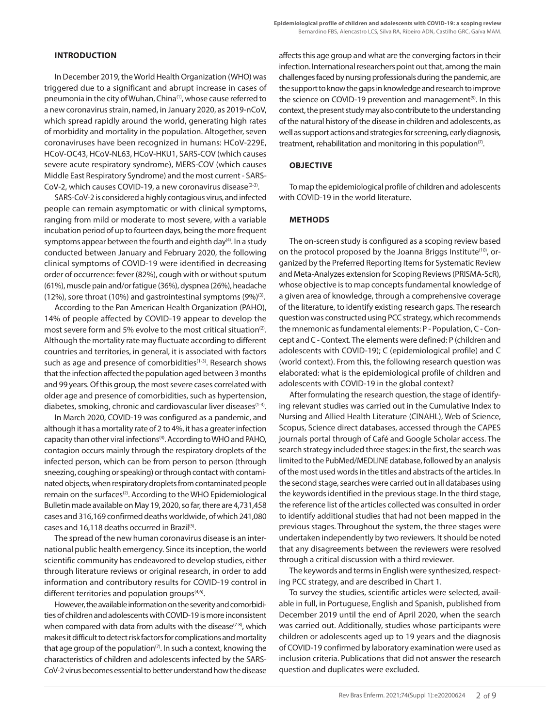## INTRODUCTION

In December 2019, the World Health Organization (WHO) was triggered due to a significant and abrupt increase in cases of pneumonia in the city of Wuhan, China[1], whose cause referred to a new coronavirus strain, named, in January 2020, as 2019-nCoV, which spread rapidly around the world, generating high rates of morbidity and mortality in the population. Altogether, seven coronaviruses have been recognized in humans: HCoV-229E, HCoV-OC43, HCoV-NL63, HCoV-HKU1, SARS-COV (which causes severe acute respiratory syndrome), MERS-COV (which causes Middle East Respiratory Syndrome) and the most current - SARS-CoV-2, which causes COVID-19, a new coronavirus disease[2-3].

SARS-CoV-2 is considered a highly contagious virus, and infected people can remain asymptomatic or with clinical symptoms, ranging from mild or moderate to most severe, with a variable incubation period of up to fourteen days, being the more frequent symptoms appear between the fourth and eighth day[4]. In a study conducted between January and February 2020, the following clinical symptoms of COVID-19 were identified in decreasing order of occurrence: fever (82%), cough with or without sputum (61%), muscle pain and/or fatigue (36%), dyspnea (26%), headache (12%), sore throat (10%) and gastrointestinal symptoms (9%)[3].

According to the Pan American Health Organization (PAHO), 14% of people affected by COVID-19 appear to develop the most severe form and 5% evolve to the most critical situation[2]. Although the mortality rate may fluctuate according to different countries and territories, in general, it is associated with factors such as age and presence of comorbidities[1-3]. Research shows that the infection affected the population aged between 3 months and 99 years. Of this group, the most severe cases correlated with older age and presence of comorbidities, such as hypertension, diabetes, smoking, chronic and cardiovascular liver diseases[1-3].

In March 2020, COVID-19 was configured as a pandemic, and although it has a mortality rate of 2 to 4%, it has a greater infection capacity than other viral infections[4]. According to WHO and PAHO, contagion occurs mainly through the respiratory droplets of the infected person, which can be from person to person (through sneezing, coughing or speaking) or through contact with contaminated objects, when respiratory droplets from contaminated people remain on the surfaces[2]. According to the WHO Epidemiological Bulletin made available on May 19, 2020, so far, there are 4,731,458 cases and 316,169 confirmed deaths worldwide, of which 241,080 cases and 16,118 deaths occurred in Brazil[5].

The spread of the new human coronavirus disease is an international public health emergency. Since its inception, the world scientific community has endeavored to develop studies, either through literature reviews or original research, in order to add information and contributory results for COVID-19 control in different territories and population groups[4,6].

However, the available information on the severity and comorbidities of children and adolescents with COVID-19 is more inconsistent when compared with data from adults with the disease[7-8], which makes it difficult to detect risk factors for complications and mortality that age group of the population[7]. In such a context, knowing the characteristics of children and adolescents infected by the SARS-CoV-2 virus becomes essential to better understand how the disease affects this age group and what are the converging factors in their infection. International researchers point out that, among the main challenges faced by nursing professionals during the pandemic, are the support to know the gaps in knowledge and research to improve the science on COVID-19 prevention and management[9]. In this context, the present study may also contribute to the understanding of the natural history of the disease in children and adolescents, as well as support actions and strategies for screening, early diagnosis, treatment, rehabilitation and monitoring in this population[7].

## OBJECTIVE

To map the epidemiological profile of children and adolescents with COVID-19 in the world literature.

## METHODS

The on-screen study is configured as a scoping review based on the protocol proposed by the Joanna Briggs Institute[10], organized by the Preferred Reporting Items for Systematic Review and Meta-Analyzes extension for Scoping Reviews (PRISMA-ScR), whose objective is to map concepts fundamental knowledge of a given area of knowledge, through a comprehensive coverage of the literature, to identify existing research gaps. The research question was constructed using PCC strategy, which recommends the mnemonic as fundamental elements: P - Population, C - Concept and C - Context. The elements were defined: P (children and adolescents with COVID-19); C (epidemiological profile) and C (world context). From this, the following research question was elaborated: what is the epidemiological profile of children and adolescents with COVID-19 in the global context?

After formulating the research question, the stage of identifying relevant studies was carried out in the Cumulative Index to Nursing and Allied Health Literature (CINAHL), Web of Science, Scopus, Science direct databases, accessed through the CAPES journals portal through of Café and Google Scholar access. The search strategy included three stages: in the first, the search was limited to the PubMed/MEDLINE database, followed by an analysis of the most used words in the titles and abstracts of the articles. In the second stage, searches were carried out in all databases using the keywords identified in the previous stage. In the third stage, the reference list of the articles collected was consulted in order to identify additional studies that had not been mapped in the previous stages. Throughout the system, the three stages were undertaken independently by two reviewers. It should be noted that any disagreements between the reviewers were resolved through a critical discussion with a third reviewer.

The keywords and terms in English were synthesized, respecting PCC strategy, and are described in Chart 1.

To survey the studies, scientific articles were selected, available in full, in Portuguese, English and Spanish, published from December 2019 until the end of April 2020, when the search was carried out. Additionally, studies whose participants were children or adolescents aged up to 19 years and the diagnosis of COVID-19 confirmed by laboratory examination were used as inclusion criteria. Publications that did not answer the research question and duplicates were excluded.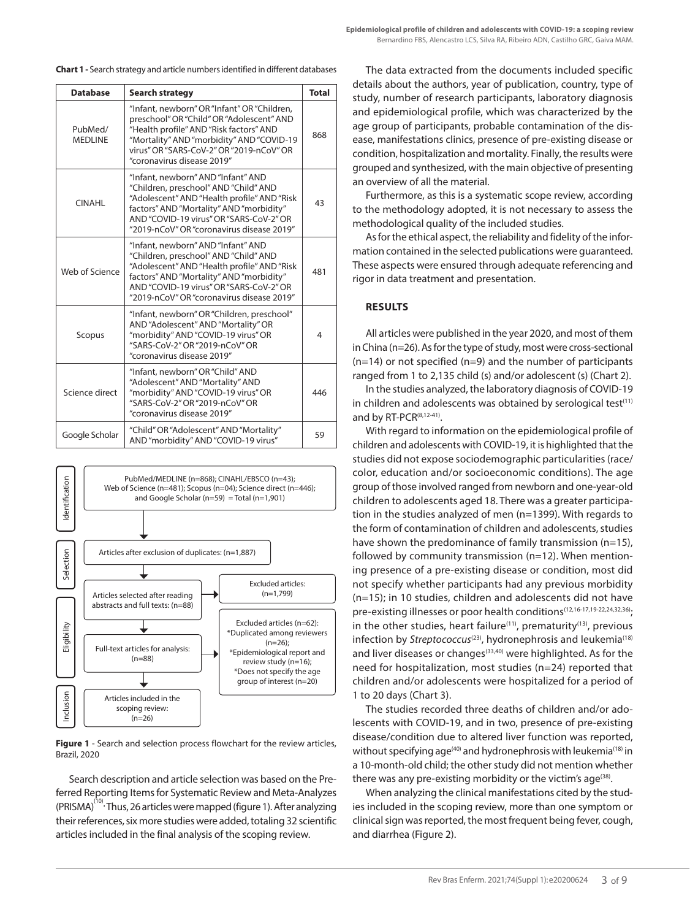**Chart 1 -** Search strategy and article numbers identified in different databases

| Database | Search strategy | Total |
|---|---|---|
| PubMed/ MEDLINE | "Infant, newborn" OR "Infant" OR "Children, preschool" OR "Child" OR "Adolescent" AND "Health profile" AND "Risk factors" AND "Mortality" AND "morbidity" AND "COVID-19 virus" OR "SARS-CoV-2" OR "2019-nCoV" OR "coronavirus disease 2019" | 868 |
| CINAHL | "Infant, newborn" AND "Infant" AND "Children, preschool" AND "Child" AND "Adolescent" AND "Health profile" AND "Risk factors" AND "Mortality" AND "morbidity" AND "COVID-19 virus" OR "SARS-CoV-2" OR "2019-nCoV" OR "coronavirus disease 2019" | 43 |
| Web of Science | "Infant, newborn" AND "Infant" AND "Children, preschool" AND "Child" AND "Adolescent" AND "Health profile" AND "Risk factors" AND "Mortality" AND "morbidity" AND "COVID-19 virus" OR "SARS-CoV-2" OR "2019-nCoV" OR "coronavirus disease 2019" | 481 |
| Scopus | "Infant, newborn" OR "Children, preschool" AND "Adolescent" AND "Mortality" OR "morbidity" AND "COVID-19 virus" OR "SARS-CoV-2" OR "2019-nCoV" OR "coronavirus disease 2019" | 4 |
| Science direct | "Infant, newborn" OR "Child" AND "Adolescent" AND "Mortality" AND "morbidity" AND "COVID-19 virus" OR "SARS-CoV-2" OR "2019-nCoV" OR "coronavirus disease 2019" | 446 |
| Google Scholar | "Child" OR "Adolescent" AND "Mortality" AND "morbidity" AND "COVID-19 virus" | 59 |

**Identification**

PubMed/MEDLINE (n=868); CINAHL/EBSCO (n=43); Web of Science (n=481); Scopus (n=04); Science direct (n=446); and Google Scholar (n=59) = Total (n=1,901)

**Selection**

Articles after exclusion of duplicates: (n=1,887)

Articles selected after reading abstracts and full texts: (n=88)

Excluded articles: (n=1,799)

**Eligibility**

Full-text articles for analysis: (n=88)

Excluded articles (n=62):
*Duplicated among reviewers (n=26);
*Epidemiological report and review study (n=16);
*Does not specify the age group of interest (n=20)

**Inclusion**

Articles included in the scoping review: (n=26)

**Figure 1** - Search and selection process flowchart for the review articles, Brazil, 2020

Search description and article selection was based on the Preferred Reporting Items for Systematic Review and Meta-Analyzes (PRISMA)[10]. Thus, 26 articles were mapped (figure 1). After analyzing their references, six more studies were added, totaling 32 scientific articles included in the final analysis of the scoping review.

The data extracted from the documents included specific details about the authors, year of publication, country, type of study, number of research participants, laboratory diagnosis and epidemiological profile, which was characterized by the age group of participants, probable contamination of the disease, manifestations clinics, presence of pre-existing disease or condition, hospitalization and mortality. Finally, the results were grouped and synthesized, with the main objective of presenting an overview of all the material.

Furthermore, as this is a systematic scope review, according to the methodology adopted, it is not necessary to assess the methodological quality of the included studies.

As for the ethical aspect, the reliability and fidelity of the information contained in the selected publications were guaranteed. These aspects were ensured through adequate referencing and rigor in data treatment and presentation.

## RESULTS

All articles were published in the year 2020, and most of them in China (n=26). As for the type of study, most were cross-sectional (n=14) or not specified (n=9) and the number of participants ranged from 1 to 2,135 child (s) and/or adolescent (s) (Chart 2).

In the studies analyzed, the laboratory diagnosis of COVID-19 in children and adolescents was obtained by serological test[11] and by RT-PCR[8,12-41].

With regard to information on the epidemiological profile of children and adolescents with COVID-19, it is highlighted that the studies did not expose sociodemographic particularities (race/color, education and/or socioeconomic conditions). The age group of those involved ranged from newborn and one-year-old children to adolescents aged 18. There was a greater participation in the studies analyzed of men (n=1399). With regards to the form of contamination of children and adolescents, studies have shown the predominance of family transmission (n=15), followed by community transmission (n=12). When mentioning presence of a pre-existing disease or condition, most did not specify whether participants had any previous morbidity (n=15); in 10 studies, children and adolescents did not have pre-existing illnesses or poor health conditions[12,16-17,19-22,24,32,36]; in the other studies, heart failure[11], prematurity[13], previous infection by *Streptococcus*[23], hydronephrosis and leukemia[18] and liver diseases or changes[33,40] were highlighted. As for the need for hospitalization, most studies (n=24) reported that children and/or adolescents were hospitalized for a period of 1 to 20 days (Chart 3).

The studies recorded three deaths of children and/or adolescents with COVID-19, and in two, presence of pre-existing disease/condition due to altered liver function was reported, without specifying age[40] and hydronephrosis with leukemia[18] in a 10-month-old child; the other study did not mention whether there was any pre-existing morbidity or the victim's age[38].

When analyzing the clinical manifestations cited by the studies included in the scoping review, more than one symptom or clinical sign was reported, the most frequent being fever, cough, and diarrhea (Figure 2).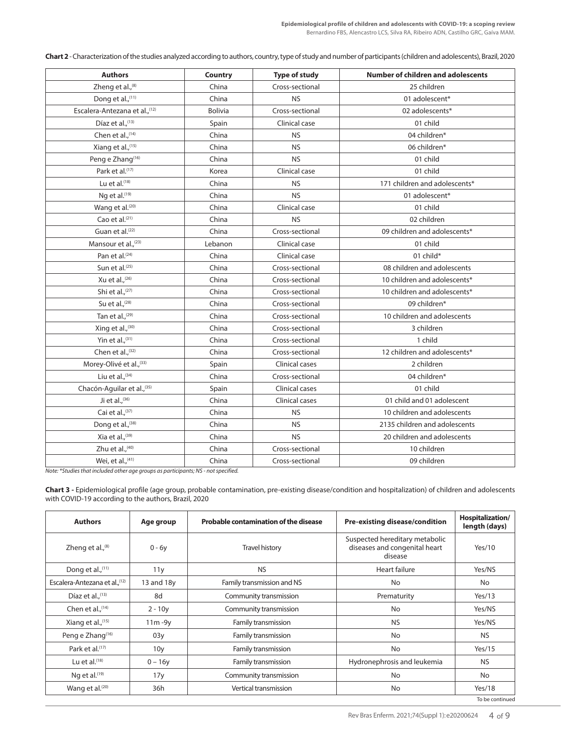**Chart 2** - Characterization of the studies analyzed according to authors, country, type of study and number of participants (children and adolescents), Brazil, 2020

| Authors | Country | Type of study | Number of children and adolescents |
|---|---|---|---|
| Zheng et al.,[8] | China | Cross-sectional | 25 children |
| Dong et al.,[11] | China | NS | 01 adolescent* |
| Escalera-Antezana et al.,[12] | Bolivia | Cross-sectional | 02 adolescents* |
| Díaz et al.,[13] | Spain | Clinical case | 01 child |
| Chen et al.,[14] | China | NS | 04 children* |
| Xiang et al.,[15] | China | NS | 06 children* |
| Peng e Zhang[16] | China | NS | 01 child |
| Park et al.[17] | Korea | Clinical case | 01 child |
| Lu et al.[18] | China | NS | 171 children and adolescents* |
| Ng et al.[19] | China | NS | 01 adolescent* |
| Wang et al.[20] | China | Clinical case | 01 child |
| Cao et al.[21] | China | NS | 02 children |
| Guan et al.[22] | China | Cross-sectional | 09 children and adolescents* |
| Mansour et al.,[23] | Lebanon | Clinical case | 01 child |
| Pan et al.[24] | China | Clinical case | 01 child* |
| Sun et al.[25] | China | Cross-sectional | 08 children and adolescents |
| Xu et al.,[26] | China | Cross-sectional | 10 children and adolescents* |
| Shi et al.,[27] | China | Cross-sectional | 10 children and adolescents* |
| Su et al.,[28] | China | Cross-sectional | 09 children* |
| Tan et al.,[29] | China | Cross-sectional | 10 children and adolescents |
| Xing et al.,[30] | China | Cross-sectional | 3 children |
| Yin et al.,[31] | China | Cross-sectional | 1 child |
| Chen et al.,[32] | China | Cross-sectional | 12 children and adolescents* |
| Morey-Olivé et al.,[33] | Spain | Clinical cases | 2 children |
| Liu et al.,[34] | China | Cross-sectional | 04 children* |
| Chacón-Aguilar et al.,[35] | Spain | Clinical cases | 01 child |
| Ji et al.,[36] | China | Clinical cases | 01 child and 01 adolescent |
| Cai et al.,[37] | China | NS | 10 children and adolescents |
| Dong et al.,[38] | China | NS | 2135 children and adolescents |
| Xia et al.,[39] | China | NS | 20 children and adolescents |
| Zhu et al.,[40] | China | Cross-sectional | 10 children |
| Wei, et al.,[41] | China | Cross-sectional | 09 children |

*Note: *Studies that included other age groups as participants; NS - not specified.*

**Chart 3** - Epidemiological profile (age group, probable contamination, pre-existing disease/condition and hospitalization) of children and adolescents with COVID-19 according to the authors, Brazil, 2020

| Authors | Age group | Probable contamination of the disease | Pre-existing disease/condition | Hospitalization/ length (days) |
|---|---|---|---|---|
| Zheng et al.,[8] | 0 - 6y | Travel history | Suspected hereditary metabolic diseases and congenital heart disease | Yes/10 |
| Dong et al.,[11] | 11y | NS | Heart failure | Yes/NS |
| Escalera-Antezana et al.,[12] | 13 and 18y | Family transmission and NS | No | No |
| Díaz et al.,[13] | 8d | Community transmission | Prematurity | Yes/13 |
| Chen et al.,[14] | 2 - 10y | Community transmission | No | Yes/NS |
| Xiang et al.,[15] | 11m -9y | Family transmission | NS | Yes/NS |
| Peng e Zhang[16] | 03y | Family transmission | No | NS |
| Park et al.[17] | 10y | Family transmission | No | Yes/15 |
| Lu et al.[18] | 0 – 16y | Family transmission | Hydronephrosis and leukemia | NS |
| Ng et al.[19] | 17y | Community transmission | No | No |
| Wang et al.[20] | 36h | Vertical transmission | No | Yes/18 |

To be continued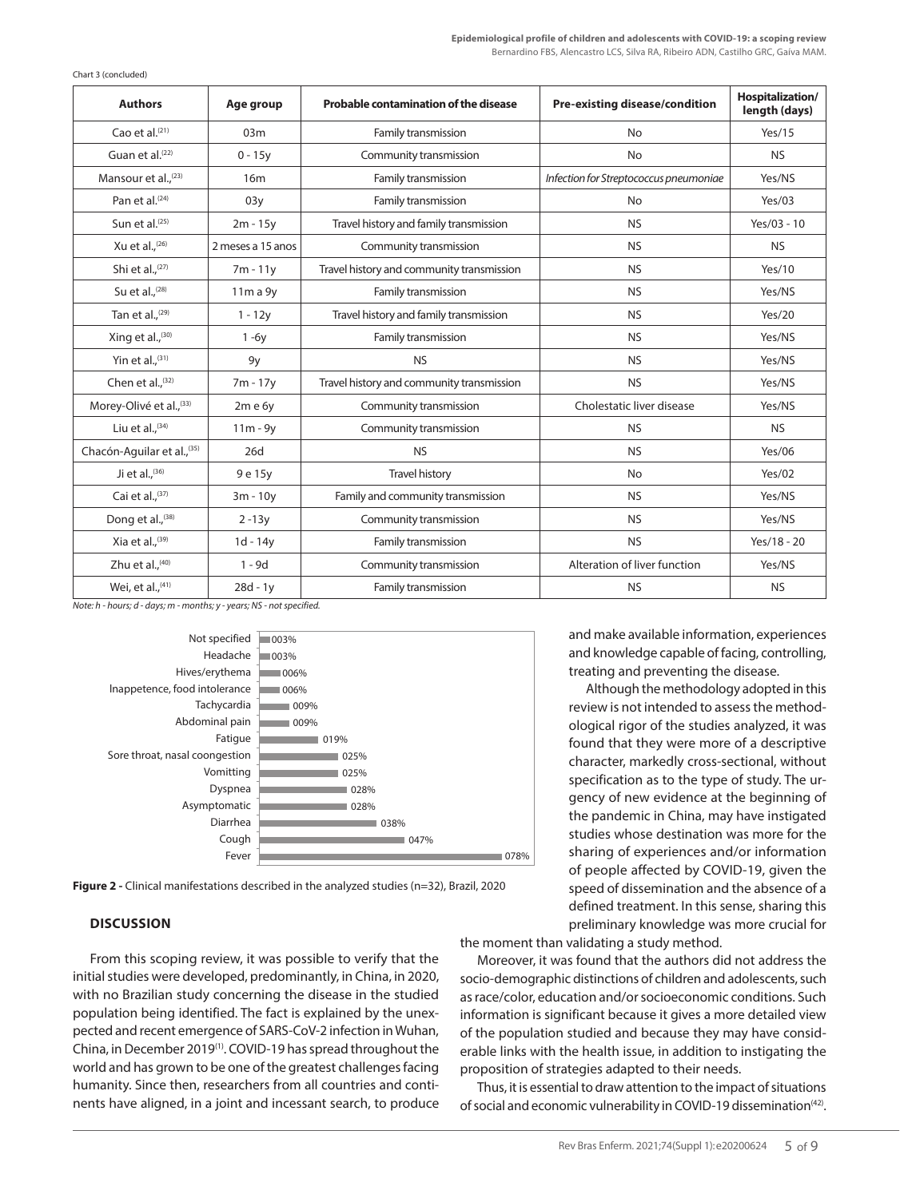Chart 3 (concluded)

| Authors | Age group | Probable contamination of the disease | Pre-existing disease/condition | Hospitalization/ length (days) |
|---|---|---|---|---|
| Cao et al.[21] | 03m | Family transmission | No | Yes/15 |
| Guan et al.[22] | 0 - 15y | Community transmission | No | NS |
| Mansour et al.,[23] | 16m | Family transmission | *Infection for Streptococcus pneumoniae* | Yes/NS |
| Pan et al.[24] | 03y | Family transmission | No | Yes/03 |
| Sun et al.[25] | 2m - 15y | Travel history and family transmission | NS | Yes/03 - 10 |
| Xu et al.,[26] | 2 meses a 15 anos | Community transmission | NS | NS |
| Shi et al.,[27] | 7m - 11y | Travel history and community transmission | NS | Yes/10 |
| Su et al.,[28] | 11m a 9y | Family transmission | NS | Yes/NS |
| Tan et al.,[29] | 1 - 12y | Travel history and family transmission | NS | Yes/20 |
| Xing et al.,[30] | 1 -6y | Family transmission | NS | Yes/NS |
| Yin et al.,[31] | 9y | NS | NS | Yes/NS |
| Chen et al.,[32] | 7m - 17y | Travel history and community transmission | NS | Yes/NS |
| Morey-Olivé et al.,[33] | 2m e 6y | Community transmission | Cholestatic liver disease | Yes/NS |
| Liu et al.,[34] | 11m - 9y | Community transmission | NS | NS |
| Chacón-Aguilar et al.,[35] | 26d | NS | NS | Yes/06 |
| Ji et al.,[36] | 9 e 15y | Travel history | No | Yes/02 |
| Cai et al.,[37] | 3m - 10y | Family and community transmission | NS | Yes/NS |
| Dong et al.,[38] | 2 -13y | Community transmission | NS | Yes/NS |
| Xia et al.,[39] | 1d - 14y | Family transmission | NS | Yes/18 - 20 |
| Zhu et al.,[40] | 1 - 9d | Community transmission | Alteration of liver function | Yes/NS |
| Wei, et al.,[41] | 28d - 1y | Family transmission | NS | NS |

*Note: h - hours; d - days; m - months; y - years; NS - not specified.*

| Clinical manifestation | % |
|---|---|
| Not specified | 003% |
| Headache | 003% |
| Hives/erythema | 006% |
| Inappetence, food intolerance | 006% |
| Tachycardia | 009% |
| Abdominal pain | 009% |
| Fatigue | 019% |
| Sore throat, nasal coongestion | 025% |
| Vomitting | 025% |
| Dyspnea | 028% |
| Asymptomatic | 028% |
| Diarrhea | 038% |
| Cough | 047% |
| Fever | 078% |

**Figure 2 -** Clinical manifestations described in the analyzed studies (n=32), Brazil, 2020

## DISCUSSION

From this scoping review, it was possible to verify that the initial studies were developed, predominantly, in China, in 2020, with no Brazilian study concerning the disease in the studied population being identified. The fact is explained by the unexpected and recent emergence of SARS-CoV-2 infection in Wuhan, China, in December 2019[1]. COVID-19 has spread throughout the world and has grown to be one of the greatest challenges facing humanity. Since then, researchers from all countries and continents have aligned, in a joint and incessant search, to produce and make available information, experiences and knowledge capable of facing, controlling, treating and preventing the disease.

Although the methodology adopted in this review is not intended to assess the methodological rigor of the studies analyzed, it was found that they were more of a descriptive character, markedly cross-sectional, without specification as to the type of study. The urgency of new evidence at the beginning of the pandemic in China, may have instigated studies whose destination was more for the sharing of experiences and/or information of people affected by COVID-19, given the speed of dissemination and the absence of a defined treatment. In this sense, sharing this preliminary knowledge was more crucial for the moment than validating a study method.

Moreover, it was found that the authors did not address the socio-demographic distinctions of children and adolescents, such as race/color, education and/or socioeconomic conditions. Such information is significant because it gives a more detailed view of the population studied and because they may have considerable links with the health issue, in addition to instigating the proposition of strategies adapted to their needs.

Thus, it is essential to draw attention to the impact of situations of social and economic vulnerability in COVID-19 dissemination[42].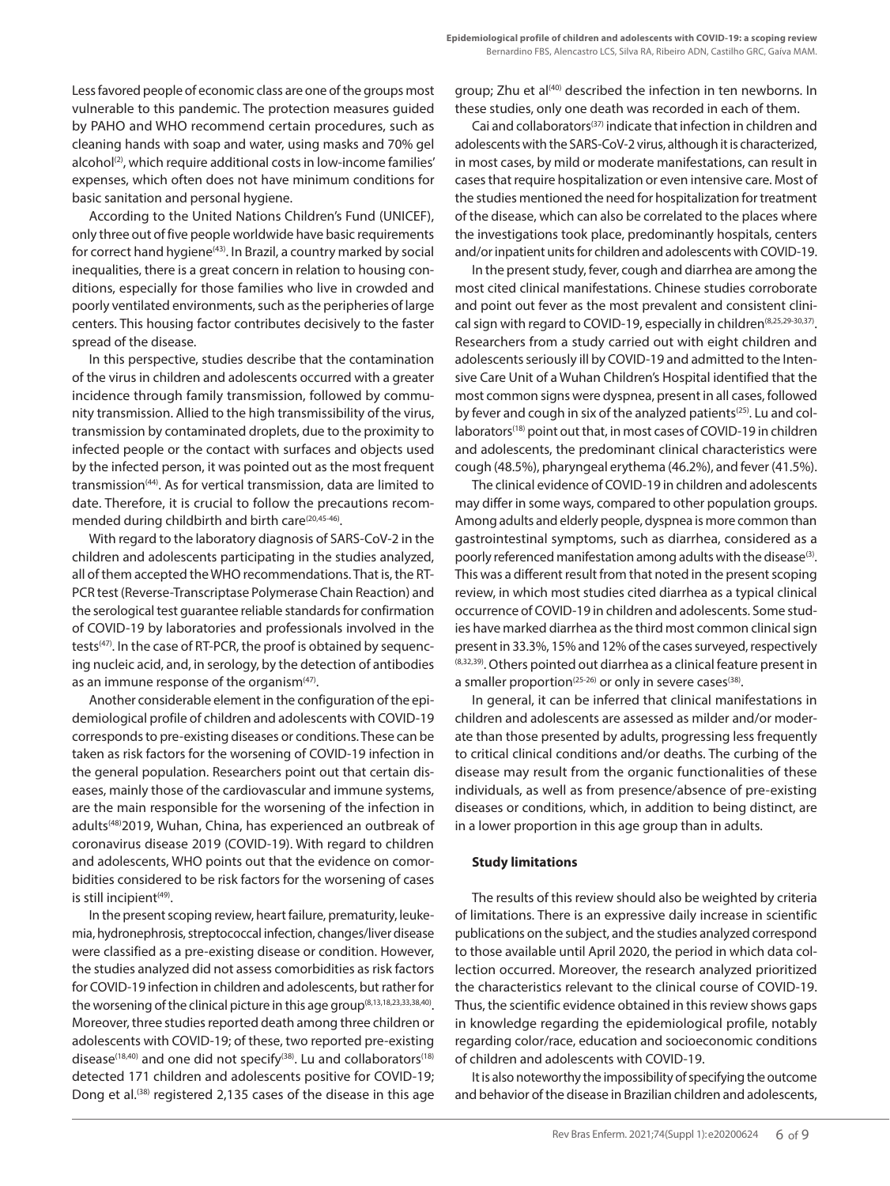Less favored people of economic class are one of the groups most vulnerable to this pandemic. The protection measures guided by PAHO and WHO recommend certain procedures, such as cleaning hands with soap and water, using masks and 70% gel alcohol[2], which require additional costs in low-income families' expenses, which often does not have minimum conditions for basic sanitation and personal hygiene.

According to the United Nations Children's Fund (UNICEF), only three out of five people worldwide have basic requirements for correct hand hygiene[43]. In Brazil, a country marked by social inequalities, there is a great concern in relation to housing conditions, especially for those families who live in crowded and poorly ventilated environments, such as the peripheries of large centers. This housing factor contributes decisively to the faster spread of the disease.

In this perspective, studies describe that the contamination of the virus in children and adolescents occurred with a greater incidence through family transmission, followed by community transmission. Allied to the high transmissibility of the virus, transmission by contaminated droplets, due to the proximity to infected people or the contact with surfaces and objects used by the infected person, it was pointed out as the most frequent transmission[44]. As for vertical transmission, data are limited to date. Therefore, it is crucial to follow the precautions recommended during childbirth and birth care[20,45-46].

With regard to the laboratory diagnosis of SARS-CoV-2 in the children and adolescents participating in the studies analyzed, all of them accepted the WHO recommendations. That is, the RT-PCR test (Reverse-Transcriptase Polymerase Chain Reaction) and the serological test guarantee reliable standards for confirmation of COVID-19 by laboratories and professionals involved in the tests[47]. In the case of RT-PCR, the proof is obtained by sequencing nucleic acid, and, in serology, by the detection of antibodies as an immune response of the organism[47].

Another considerable element in the configuration of the epidemiological profile of children and adolescents with COVID-19 corresponds to pre-existing diseases or conditions. These can be taken as risk factors for the worsening of COVID-19 infection in the general population. Researchers point out that certain diseases, mainly those of the cardiovascular and immune systems, are the main responsible for the worsening of the infection in adults[48]2019, Wuhan, China, has experienced an outbreak of coronavirus disease 2019 (COVID-19). With regard to children and adolescents, WHO points out that the evidence on comorbidities considered to be risk factors for the worsening of cases is still incipient[49].

In the present scoping review, heart failure, prematurity, leukemia, hydronephrosis, streptococcal infection, changes/liver disease were classified as a pre-existing disease or condition. However, the studies analyzed did not assess comorbidities as risk factors for COVID-19 infection in children and adolescents, but rather for the worsening of the clinical picture in this age group[8,13,18,23,33,38,40]. Moreover, three studies reported death among three children or adolescents with COVID-19; of these, two reported pre-existing disease[18,40] and one did not specify[38]. Lu and collaborators[18] detected 171 children and adolescents positive for COVID-19; Dong et al.[38] registered 2,135 cases of the disease in this age group; Zhu et al[40] described the infection in ten newborns. In these studies, only one death was recorded in each of them.

Cai and collaborators[37] indicate that infection in children and adolescents with the SARS-CoV-2 virus, although it is characterized, in most cases, by mild or moderate manifestations, can result in cases that require hospitalization or even intensive care. Most of the studies mentioned the need for hospitalization for treatment of the disease, which can also be correlated to the places where the investigations took place, predominantly hospitals, centers and/or inpatient units for children and adolescents with COVID-19.

In the present study, fever, cough and diarrhea are among the most cited clinical manifestations. Chinese studies corroborate and point out fever as the most prevalent and consistent clinical sign with regard to COVID-19, especially in children[8,25,29-30,37]. Researchers from a study carried out with eight children and adolescents seriously ill by COVID-19 and admitted to the Intensive Care Unit of a Wuhan Children's Hospital identified that the most common signs were dyspnea, present in all cases, followed by fever and cough in six of the analyzed patients[25]. Lu and collaborators[18] point out that, in most cases of COVID-19 in children and adolescents, the predominant clinical characteristics were cough (48.5%), pharyngeal erythema (46.2%), and fever (41.5%).

The clinical evidence of COVID-19 in children and adolescents may differ in some ways, compared to other population groups. Among adults and elderly people, dyspnea is more common than gastrointestinal symptoms, such as diarrhea, considered as a poorly referenced manifestation among adults with the disease[3]. This was a different result from that noted in the present scoping review, in which most studies cited diarrhea as a typical clinical occurrence of COVID-19 in children and adolescents. Some studies have marked diarrhea as the third most common clinical sign present in 33.3%, 15% and 12% of the cases surveyed, respectively [8,32,39]. Others pointed out diarrhea as a clinical feature present in a smaller proportion[25-26] or only in severe cases[38].

In general, it can be inferred that clinical manifestations in children and adolescents are assessed as milder and/or moderate than those presented by adults, progressing less frequently to critical clinical conditions and/or deaths. The curbing of the disease may result from the organic functionalities of these individuals, as well as from presence/absence of pre-existing diseases or conditions, which, in addition to being distinct, are in a lower proportion in this age group than in adults.

### Study limitations

The results of this review should also be weighted by criteria of limitations. There is an expressive daily increase in scientific publications on the subject, and the studies analyzed correspond to those available until April 2020, the period in which data collection occurred. Moreover, the research analyzed prioritized the characteristics relevant to the clinical course of COVID-19. Thus, the scientific evidence obtained in this review shows gaps in knowledge regarding the epidemiological profile, notably regarding color/race, education and socioeconomic conditions of children and adolescents with COVID-19.

It is also noteworthy the impossibility of specifying the outcome and behavior of the disease in Brazilian children and adolescents,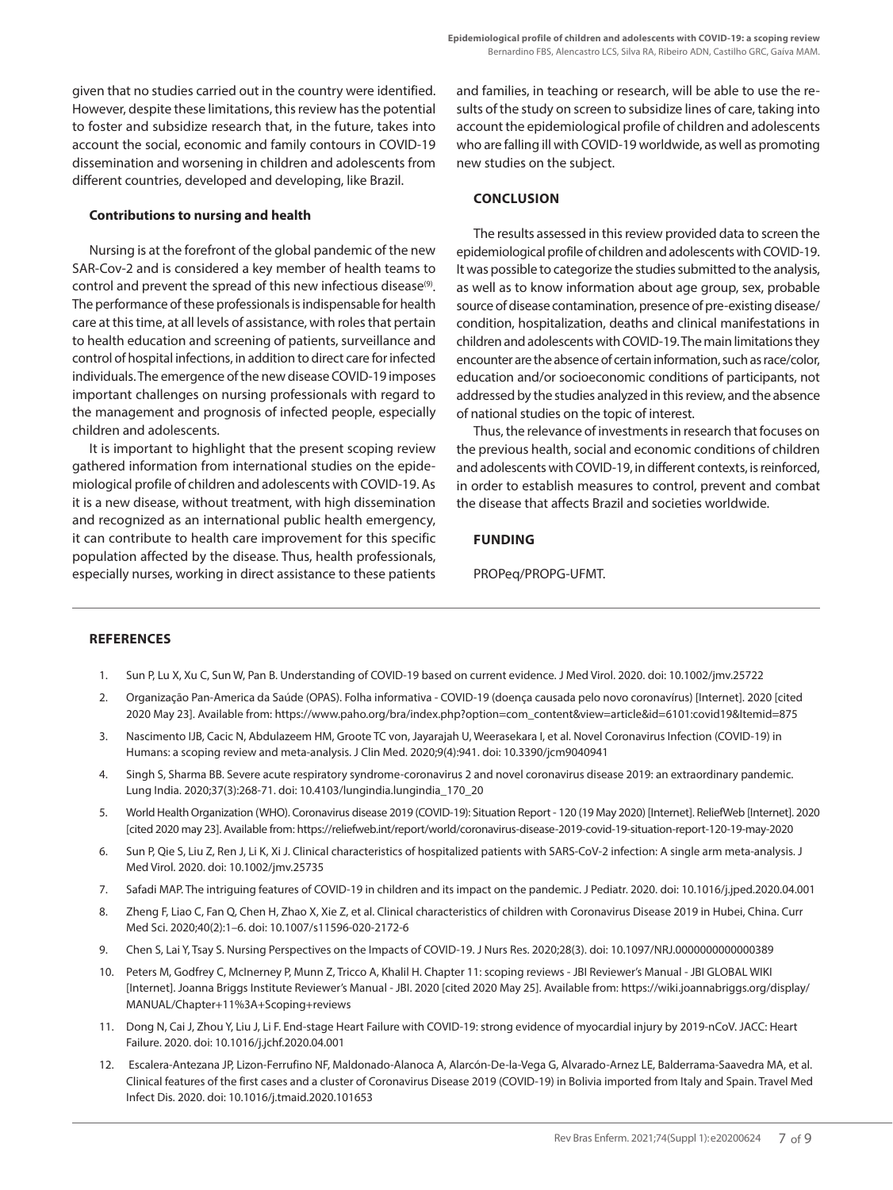given that no studies carried out in the country were identified. However, despite these limitations, this review has the potential to foster and subsidize research that, in the future, takes into account the social, economic and family contours in COVID-19 dissemination and worsening in children and adolescents from different countries, developed and developing, like Brazil.

### Contributions to nursing and health

Nursing is at the forefront of the global pandemic of the new SAR-Cov-2 and is considered a key member of health teams to control and prevent the spread of this new infectious disease[9]. The performance of these professionals is indispensable for health care at this time, at all levels of assistance, with roles that pertain to health education and screening of patients, surveillance and control of hospital infections, in addition to direct care for infected individuals. The emergence of the new disease COVID-19 imposes important challenges on nursing professionals with regard to the management and prognosis of infected people, especially children and adolescents.

It is important to highlight that the present scoping review gathered information from international studies on the epidemiological profile of children and adolescents with COVID-19. As it is a new disease, without treatment, with high dissemination and recognized as an international public health emergency, it can contribute to health care improvement for this specific population affected by the disease. Thus, health professionals, especially nurses, working in direct assistance to these patients and families, in teaching or research, will be able to use the results of the study on screen to subsidize lines of care, taking into account the epidemiological profile of children and adolescents who are falling ill with COVID-19 worldwide, as well as promoting new studies on the subject.

## CONCLUSION

The results assessed in this review provided data to screen the epidemiological profile of children and adolescents with COVID-19. It was possible to categorize the studies submitted to the analysis, as well as to know information about age group, sex, probable source of disease contamination, presence of pre-existing disease/condition, hospitalization, deaths and clinical manifestations in children and adolescents with COVID-19. The main limitations they encounter are the absence of certain information, such as race/color, education and/or socioeconomic conditions of participants, not addressed by the studies analyzed in this review, and the absence of national studies on the topic of interest.

Thus, the relevance of investments in research that focuses on the previous health, social and economic conditions of children and adolescents with COVID-19, in different contexts, is reinforced, in order to establish measures to control, prevent and combat the disease that affects Brazil and societies worldwide.

## FUNDING

PROPeq/PROPG-UFMT.

## REFERENCES

1. Sun P, Lu X, Xu C, Sun W, Pan B. Understanding of COVID-19 based on current evidence. J Med Virol. 2020. doi: 10.1002/jmv.25722
2. Organização Pan-America da Saúde (OPAS). Folha informativa - COVID-19 (doença causada pelo novo coronavírus) [Internet]. 2020 [cited 2020 May 23]. Available from: https://www.paho.org/bra/index.php?option=com_content&view=article&id=6101:covid19&Itemid=875
3. Nascimento IJB, Cacic N, Abdulazeem HM, Groote TC von, Jayarajah U, Weerasekara I, et al. Novel Coronavirus Infection (COVID-19) in Humans: a scoping review and meta-analysis. J Clin Med. 2020;9(4):941. doi: 10.3390/jcm9040941
4. Singh S, Sharma BB. Severe acute respiratory syndrome-coronavirus 2 and novel coronavirus disease 2019: an extraordinary pandemic. Lung India. 2020;37(3):268-71. doi: 10.4103/lungindia.lungindia_170_20
5. World Health Organization (WHO). Coronavirus disease 2019 (COVID-19): Situation Report - 120 (19 May 2020) [Internet]. ReliefWeb [Internet]. 2020 [cited 2020 may 23]. Available from: https://reliefweb.int/report/world/coronavirus-disease-2019-covid-19-situation-report-120-19-may-2020
6. Sun P, Qie S, Liu Z, Ren J, Li K, Xi J. Clinical characteristics of hospitalized patients with SARS-CoV-2 infection: A single arm meta-analysis. J Med Virol. 2020. doi: 10.1002/jmv.25735
7. Safadi MAP. The intriguing features of COVID-19 in children and its impact on the pandemic. J Pediatr. 2020. doi: 10.1016/j.jped.2020.04.001
8. Zheng F, Liao C, Fan Q, Chen H, Zhao X, Xie Z, et al. Clinical characteristics of children with Coronavirus Disease 2019 in Hubei, China. Curr Med Sci. 2020;40(2):1–6. doi: 10.1007/s11596-020-2172-6
9. Chen S, Lai Y, Tsay S. Nursing Perspectives on the Impacts of COVID-19. J Nurs Res. 2020;28(3). doi: 10.1097/NRJ.0000000000000389
10. Peters M, Godfrey C, McInerney P, Munn Z, Tricco A, Khalil H. Chapter 11: scoping reviews - JBI Reviewer's Manual - JBI GLOBAL WIKI [Internet]. Joanna Briggs Institute Reviewer's Manual - JBI. 2020 [cited 2020 May 25]. Available from: https://wiki.joannabriggs.org/display/MANUAL/Chapter+11%3A+Scoping+reviews
11. Dong N, Cai J, Zhou Y, Liu J, Li F. End-stage Heart Failure with COVID-19: strong evidence of myocardial injury by 2019-nCoV. JACC: Heart Failure. 2020. doi: 10.1016/j.jchf.2020.04.001
12. Escalera-Antezana JP, Lizon-Ferrufino NF, Maldonado-Alanoca A, Alarcón-De-la-Vega G, Alvarado-Arnez LE, Balderrama-Saavedra MA, et al. Clinical features of the first cases and a cluster of Coronavirus Disease 2019 (COVID-19) in Bolivia imported from Italy and Spain. Travel Med Infect Dis. 2020. doi: 10.1016/j.tmaid.2020.101653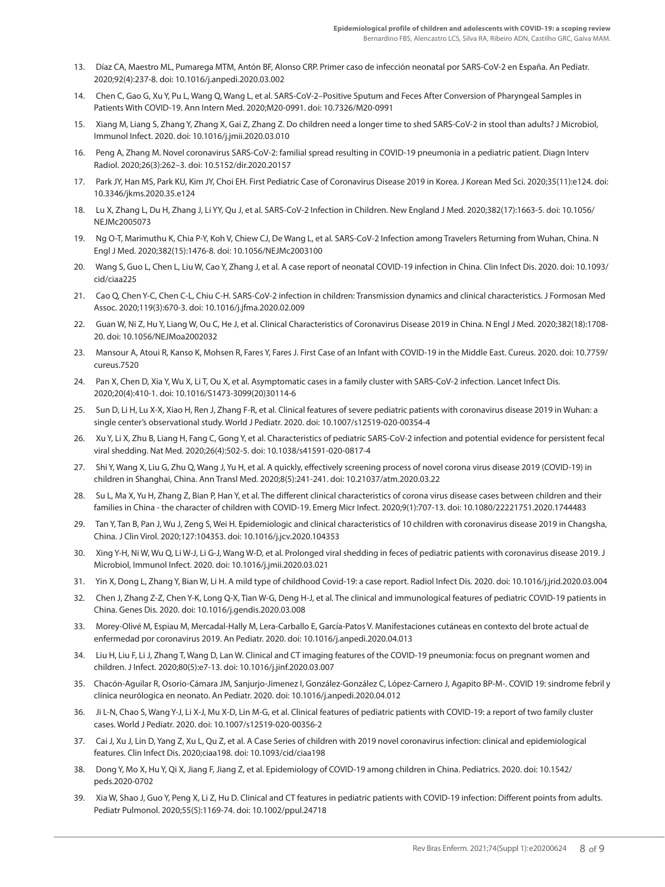13. Díaz CA, Maestro ML, Pumarega MTM, Antón BF, Alonso CRP. Primer caso de infección neonatal por SARS-CoV-2 en España. An Pediatr. 2020;92(4):237-8. doi: 10.1016/j.anpedi.2020.03.002

14. Chen C, Gao G, Xu Y, Pu L, Wang Q, Wang L, et al. SARS-CoV-2–Positive Sputum and Feces After Conversion of Pharyngeal Samples in Patients With COVID-19. Ann Intern Med. 2020;M20-0991. doi: 10.7326/M20-0991

15. Xiang M, Liang S, Zhang Y, Zhang X, Gai Z, Zhang Z. Do children need a longer time to shed SARS-CoV-2 in stool than adults? J Microbiol, Immunol Infect. 2020. doi: 10.1016/j.jmii.2020.03.010

16. Peng A, Zhang M. Novel coronavirus SARS-CoV-2: familial spread resulting in COVID-19 pneumonia in a pediatric patient. Diagn Interv Radiol. 2020;26(3):262–3. doi: 10.5152/dir.2020.20157

17. Park JY, Han MS, Park KU, Kim JY, Choi EH. First Pediatric Case of Coronavirus Disease 2019 in Korea. J Korean Med Sci. 2020;35(11):e124. doi: 10.3346/jkms.2020.35.e124

18. Lu X, Zhang L, Du H, Zhang J, Li YY, Qu J, et al. SARS-CoV-2 Infection in Children. New England J Med. 2020;382(17):1663-5. doi: 10.1056/NEJMc2005073

19. Ng O-T, Marimuthu K, Chia P-Y, Koh V, Chiew CJ, De Wang L, et al. SARS-CoV-2 Infection among Travelers Returning from Wuhan, China. N Engl J Med. 2020;382(15):1476-8. doi: 10.1056/NEJMc2003100

20. Wang S, Guo L, Chen L, Liu W, Cao Y, Zhang J, et al. A case report of neonatal COVID-19 infection in China. Clin Infect Dis. 2020. doi: 10.1093/cid/ciaa225

21. Cao Q, Chen Y-C, Chen C-L, Chiu C-H. SARS-CoV-2 infection in children: Transmission dynamics and clinical characteristics. J Formosan Med Assoc. 2020;119(3):670-3. doi: 10.1016/j.jfma.2020.02.009

22. Guan W, Ni Z, Hu Y, Liang W, Ou C, He J, et al. Clinical Characteristics of Coronavirus Disease 2019 in China. N Engl J Med. 2020;382(18):1708-20. doi: 10.1056/NEJMoa2002032

23. Mansour A, Atoui R, Kanso K, Mohsen R, Fares Y, Fares J. First Case of an Infant with COVID-19 in the Middle East. Cureus. 2020. doi: 10.7759/cureus.7520

24. Pan X, Chen D, Xia Y, Wu X, Li T, Ou X, et al. Asymptomatic cases in a family cluster with SARS-CoV-2 infection. Lancet Infect Dis. 2020;20(4):410-1. doi: 10.1016/S1473-3099(20)30114-6

25. Sun D, Li H, Lu X-X, Xiao H, Ren J, Zhang F-R, et al. Clinical features of severe pediatric patients with coronavirus disease 2019 in Wuhan: a single center's observational study. World J Pediatr. 2020. doi: 10.1007/s12519-020-00354-4

26. Xu Y, Li X, Zhu B, Liang H, Fang C, Gong Y, et al. Characteristics of pediatric SARS-CoV-2 infection and potential evidence for persistent fecal viral shedding. Nat Med. 2020;26(4):502-5. doi: 10.1038/s41591-020-0817-4

27. Shi Y, Wang X, Liu G, Zhu Q, Wang J, Yu H, et al. A quickly, effectively screening process of novel corona virus disease 2019 (COVID-19) in children in Shanghai, China. Ann Transl Med. 2020;8(5):241-241. doi: 10.21037/atm.2020.03.22

28. Su L, Ma X, Yu H, Zhang Z, Bian P, Han Y, et al. The different clinical characteristics of corona virus disease cases between children and their families in China - the character of children with COVID-19. Emerg Micr Infect. 2020;9(1):707-13. doi: 10.1080/22221751.2020.1744483

29. Tan Y, Tan B, Pan J, Wu J, Zeng S, Wei H. Epidemiologic and clinical characteristics of 10 children with coronavirus disease 2019 in Changsha, China. J Clin Virol. 2020;127:104353. doi: 10.1016/j.jcv.2020.104353

30. Xing Y-H, Ni W, Wu Q, Li W-J, Li G-J, Wang W-D, et al. Prolonged viral shedding in feces of pediatric patients with coronavirus disease 2019. J Microbiol, Immunol Infect. 2020. doi: 10.1016/j.jmii.2020.03.021

31. Yin X, Dong L, Zhang Y, Bian W, Li H. A mild type of childhood Covid-19: a case report. Radiol Infect Dis. 2020. doi: 10.1016/j.jrid.2020.03.004

32. Chen J, Zhang Z-Z, Chen Y-K, Long Q-X, Tian W-G, Deng H-J, et al. The clinical and immunological features of pediatric COVID-19 patients in China. Genes Dis. 2020. doi: 10.1016/j.gendis.2020.03.008

33. Morey-Olivé M, Espiau M, Mercadal-Hally M, Lera-Carballo E, García-Patos V. Manifestaciones cutáneas en contexto del brote actual de enfermedad por coronavirus 2019. An Pediatr. 2020. doi: 10.1016/j.anpedi.2020.04.013

34. Liu H, Liu F, Li J, Zhang T, Wang D, Lan W. Clinical and CT imaging features of the COVID-19 pneumonia: focus on pregnant women and children. J Infect. 2020;80(5):e7-13. doi: 10.1016/j.jinf.2020.03.007

35. Chacón-Aguilar R, Osorio-Cámara JM, Sanjurjo-Jimenez I, González-González C, López-Carnero J, Agapito BP-M-. COVID 19: síndrome febril y clínica neurológica en neonato. An Pediatr. 2020. doi: 10.1016/j.anpedi.2020.04.012

36. Ji L-N, Chao S, Wang Y-J, Li X-J, Mu X-D, Lin M-G, et al. Clinical features of pediatric patients with COVID-19: a report of two family cluster cases. World J Pediatr. 2020. doi: 10.1007/s12519-020-00356-2

37. Cai J, Xu J, Lin D, Yang Z, Xu L, Qu Z, et al. A Case Series of children with 2019 novel coronavirus infection: clinical and epidemiological features. Clin Infect Dis. 2020;ciaa198. doi: 10.1093/cid/ciaa198

38. Dong Y, Mo X, Hu Y, Qi X, Jiang F, Jiang Z, et al. Epidemiology of COVID-19 among children in China. Pediatrics. 2020. doi: 10.1542/peds.2020-0702

39. Xia W, Shao J, Guo Y, Peng X, Li Z, Hu D. Clinical and CT features in pediatric patients with COVID-19 infection: Different points from adults. Pediatr Pulmonol. 2020;55(5):1169-74. doi: 10.1002/ppul.24718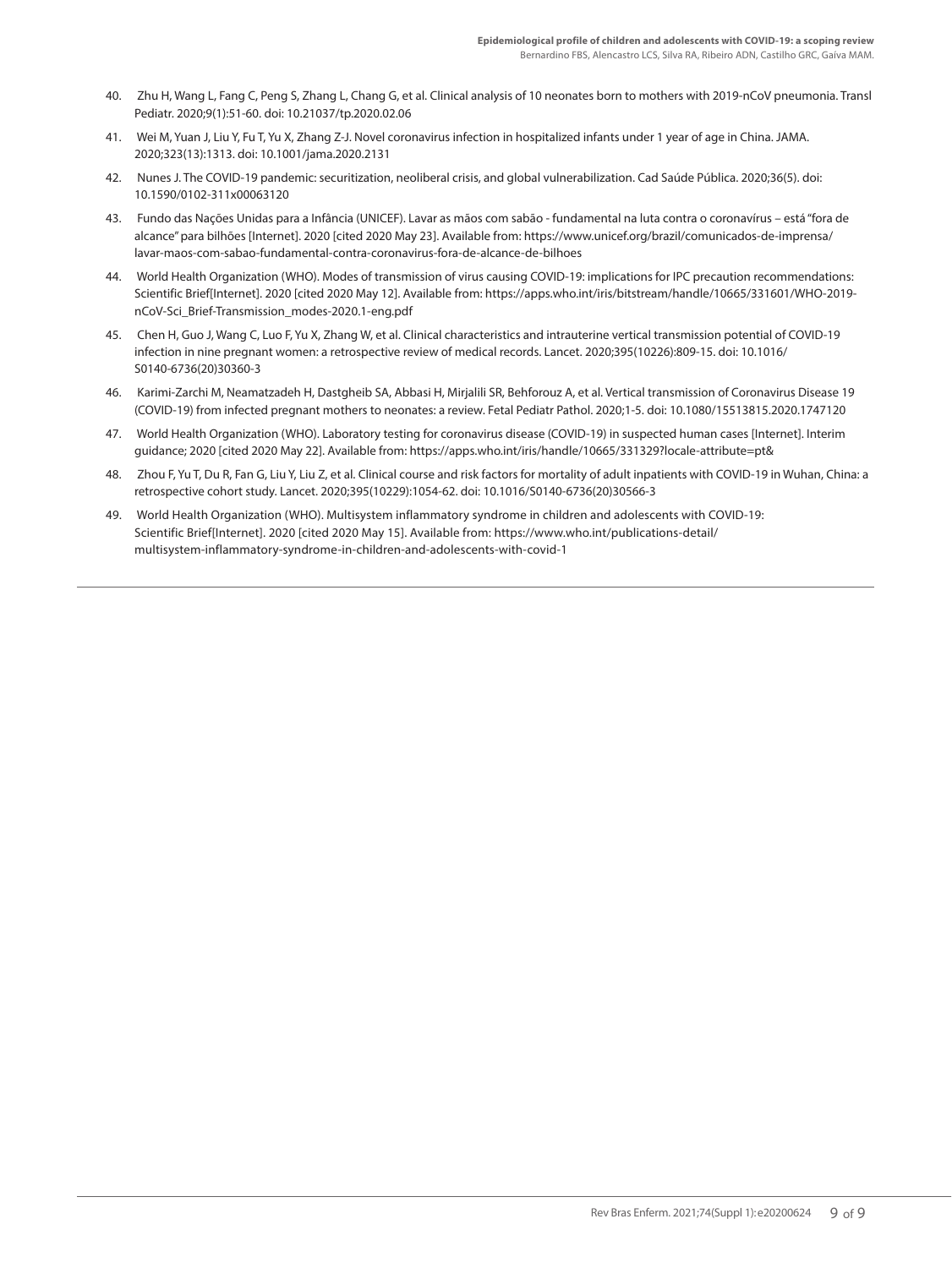40. Zhu H, Wang L, Fang C, Peng S, Zhang L, Chang G, et al. Clinical analysis of 10 neonates born to mothers with 2019-nCoV pneumonia. Transl Pediatr. 2020;9(1):51-60. doi: 10.21037/tp.2020.02.06

41. Wei M, Yuan J, Liu Y, Fu T, Yu X, Zhang Z-J. Novel coronavirus infection in hospitalized infants under 1 year of age in China. JAMA. 2020;323(13):1313. doi: 10.1001/jama.2020.2131

42. Nunes J. The COVID-19 pandemic: securitization, neoliberal crisis, and global vulnerabilization. Cad Saúde Pública. 2020;36(5). doi: 10.1590/0102-311x00063120

43. Fundo das Nações Unidas para a Infância (UNICEF). Lavar as mãos com sabão - fundamental na luta contra o coronavírus – está "fora de alcance" para bilhões [Internet]. 2020 [cited 2020 May 23]. Available from: https://www.unicef.org/brazil/comunicados-de-imprensa/lavar-maos-com-sabao-fundamental-contra-coronavirus-fora-de-alcance-de-bilhoes

44. World Health Organization (WHO). Modes of transmission of virus causing COVID-19: implications for IPC precaution recommendations: Scientific Brief[Internet]. 2020 [cited 2020 May 12]. Available from: https://apps.who.int/iris/bitstream/handle/10665/331601/WHO-2019-nCoV-Sci_Brief-Transmission_modes-2020.1-eng.pdf

45. Chen H, Guo J, Wang C, Luo F, Yu X, Zhang W, et al. Clinical characteristics and intrauterine vertical transmission potential of COVID-19 infection in nine pregnant women: a retrospective review of medical records. Lancet. 2020;395(10226):809-15. doi: 10.1016/S0140-6736(20)30360-3

46. Karimi-Zarchi M, Neamatzadeh H, Dastgheib SA, Abbasi H, Mirjalili SR, Behforouz A, et al. Vertical transmission of Coronavirus Disease 19 (COVID-19) from infected pregnant mothers to neonates: a review. Fetal Pediatr Pathol. 2020;1-5. doi: 10.1080/15513815.2020.1747120

47. World Health Organization (WHO). Laboratory testing for coronavirus disease (COVID-19) in suspected human cases [Internet]. Interim guidance; 2020 [cited 2020 May 22]. Available from: https://apps.who.int/iris/handle/10665/331329?locale-attribute=pt&

48. Zhou F, Yu T, Du R, Fan G, Liu Y, Liu Z, et al. Clinical course and risk factors for mortality of adult inpatients with COVID-19 in Wuhan, China: a retrospective cohort study. Lancet. 2020;395(10229):1054-62. doi: 10.1016/S0140-6736(20)30566-3

49. World Health Organization (WHO). Multisystem inflammatory syndrome in children and adolescents with COVID-19: Scientific Brief[Internet]. 2020 [cited 2020 May 15]. Available from: https://www.who.int/publications-detail/multisystem-inflammatory-syndrome-in-children-and-adolescents-with-covid-1